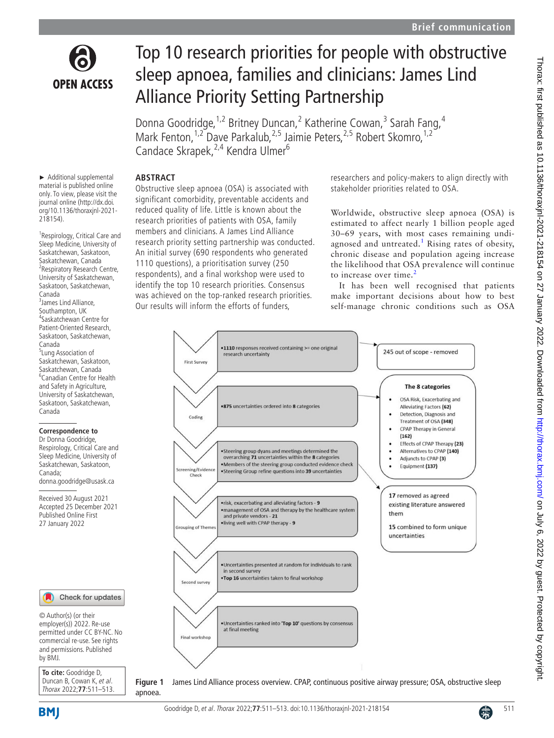# Top 10 research priorities for people with obstructive sleep apnoea, families and clinicians: James Lind Alliance Priority Setting Partnership

Donna Goodridge,[1,2] Britney Duncan,[2] Katherine Cowan,[3] Sarah Fang,[4] Mark Fenton,[1,2] Dave Parkalub,[2,5] Jaimie Peters,[2,5] Robert Skomro,[1,2] Candace Skrapek,[2,4] Kendra Ulmer[6]

► Additional supplemental material is published online only. To view, please visit the journal online (http://dx.doi.org/10.1136/thoraxjnl-2021-218154).

[1]Respirology, Critical Care and Sleep Medicine, University of Saskatchewan, Saskatoon, Saskatchewan, Canada
[2]Respiratory Research Centre, University of Saskatchewan, Saskatoon, Saskatchewan, Canada
[3]James Lind Alliance, Southampton, UK
[4]Saskatchewan Centre for Patient-Oriented Research, Saskatoon, Saskatchewan, Canada
[5]Lung Association of Saskatchewan, Saskatoon, Saskatchewan, Canada
[6]Canadian Centre for Health and Safety in Agriculture, University of Saskatchewan, Saskatoon, Saskatchewan, Canada

**Correspondence to**
Dr Donna Goodridge, Respirology, Critical Care and Sleep Medicine, University of Saskatchewan, Saskatoon, Canada; donna.goodridge@usask.ca

Received 30 August 2021
Accepted 25 December 2021
Published Online First 27 January 2022

© Author(s) (or their employer(s)) 2022. Re-use permitted under CC BY-NC. No commercial re-use. See rights and permissions. Published by BMJ.

**To cite:** Goodridge D, Duncan B, Cowan K, *et al. Thorax* 2022;**77**:511–513.

## ABSTRACT

Obstructive sleep apnoea (OSA) is associated with significant comorbidity, preventable accidents and reduced quality of life. Little is known about the research priorities of patients with OSA, family members and clinicians. A James Lind Alliance research priority setting partnership was conducted. An initial survey (690 respondents who generated 1110 questions), a prioritisation survey (250 respondents), and a final workshop were used to identify the top 10 research priorities. Consensus was achieved on the top-ranked research priorities. Our results will inform the efforts of funders, researchers and policy-makers to align directly with stakeholder priorities related to OSA.

Worldwide, obstructive sleep apnoea (OSA) is estimated to affect nearly 1 billion people aged 30–69 years, with most cases remaining undiagnosed and untreated.[1] Rising rates of obesity, chronic disease and population ageing increase the likelihood that OSA prevalence will continue to increase over time.[2]

It has been well recognised that patients make important decisions about how to best self-manage chronic conditions such as OSA

First Survey
- 1110 responses received containing >= one original research uncertainty

245 out of scope - removed

Coding
- 875 uncertainties ordered into 8 categories

**The 8 categories**
- OSA Risk, Exacerbating and Alleviating Factors **(62)**
- Detection, Diagnosis and Treatment of OSA **(348)**
- CPAP Therapy in General **(162)**
- Effects of CPAP Therapy **(23)**
- Alternatives to CPAP **(140)**
- Adjuncts to CPAP **(3)**
- Equipment **(137)**

Screening/Evidence Check
- Steering group dyans and meetings determined the overarching 71 uncertainties within the 8 categories
- Members of the steering group conducted evidence check
- Steering Group refine questions into 39 uncertainties

17 removed as agreed existing literature answered them

15 combined to form unique uncertainties

Grouping of Themes
- risk, exacerbating and alleviating factors - 9
- management of OSA and therapy by the healthcare system and private vendors - 21
- living well with CPAP therapy - 9

Second survey
- Uncertainties presented at random for individuals to rank in second survey
- Top 16 uncertainties taken to final workshop

Final workshop
- Uncertainties ranked into 'Top 10' questions by consensus at final meeting

Figure 1 James Lind Alliance process overview. CPAP, continuous positive airway pressure; OSA, obstructive sleep apnoea.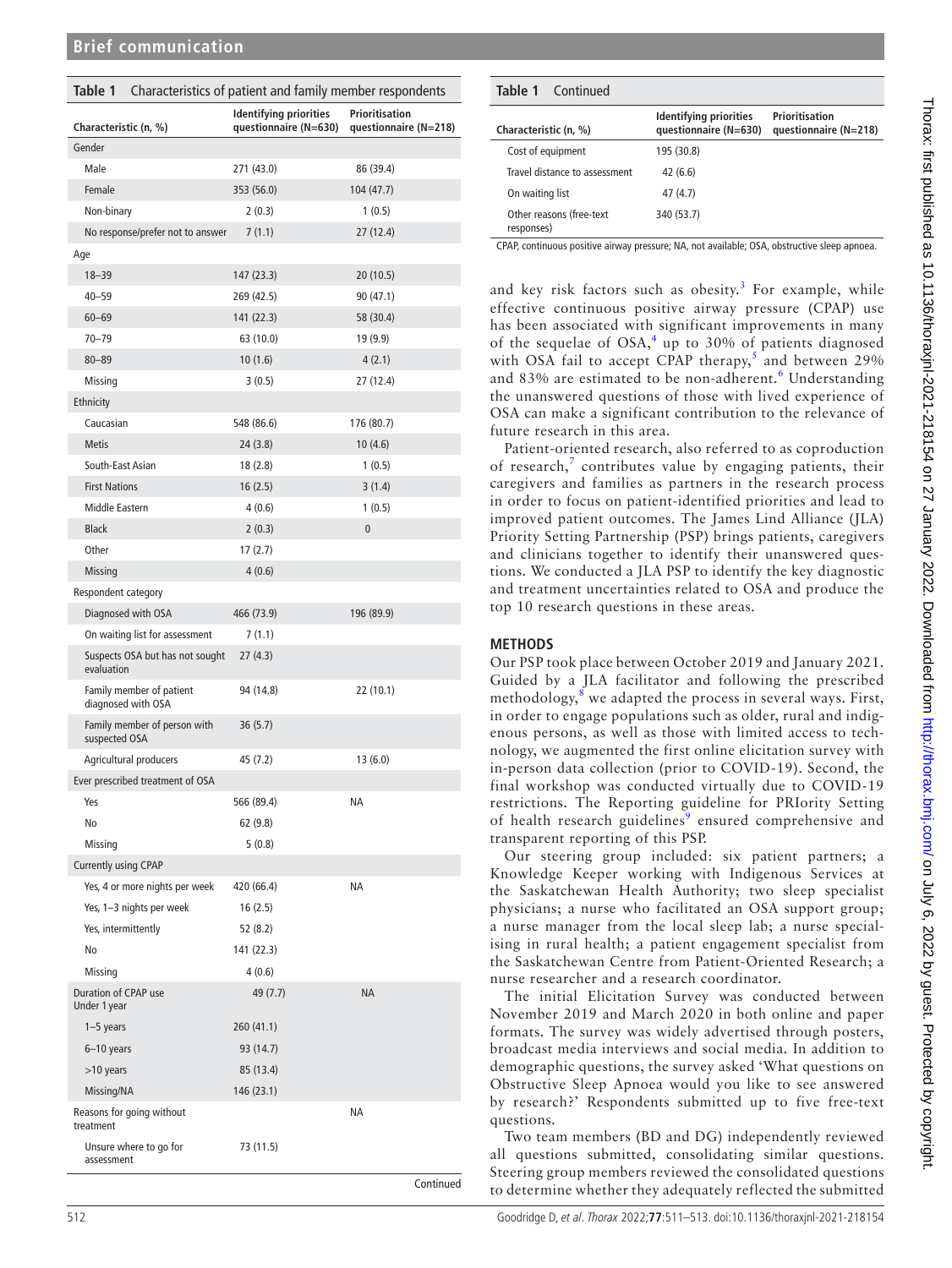**Table 1** Characteristics of patient and family member respondents

| Characteristic (n, %) | Identifying priorities questionnaire (N=630) | Prioritisation questionnaire (N=218) |
|---|---|---|
| Gender | | |
| Male | 271 (43.0) | 86 (39.4) |
| Female | 353 (56.0) | 104 (47.7) |
| Non-binary | 2 (0.3) | 1 (0.5) |
| No response/prefer not to answer | 7 (1.1) | 27 (12.4) |
| Age | | |
| 18–39 | 147 (23.3) | 20 (10.5) |
| 40–59 | 269 (42.5) | 90 (47.1) |
| 60–69 | 141 (22.3) | 58 (30.4) |
| 70–79 | 63 (10.0) | 19 (9.9) |
| 80–89 | 10 (1.6) | 4 (2.1) |
| Missing | 3 (0.5) | 27 (12.4) |
| Ethnicity | | |
| Caucasian | 548 (86.6) | 176 (80.7) |
| Metis | 24 (3.8) | 10 (4.6) |
| South-East Asian | 18 (2.8) | 1 (0.5) |
| First Nations | 16 (2.5) | 3 (1.4) |
| Middle Eastern | 4 (0.6) | 1 (0.5) |
| Black | 2 (0.3) | 0 |
| Other | 17 (2.7) | |
| Missing | 4 (0.6) | |
| Respondent category | | |
| Diagnosed with OSA | 466 (73.9) | 196 (89.9) |
| On waiting list for assessment | 7 (1.1) | |
| Suspects OSA but has not sought evaluation | 27 (4.3) | |
| Family member of patient diagnosed with OSA | 94 (14.8) | 22 (10.1) |
| Family member of person with suspected OSA | 36 (5.7) | |
| Agricultural producers | 45 (7.2) | 13 (6.0) |
| Ever prescribed treatment of OSA | | |
| Yes | 566 (89.4) | NA |
| No | 62 (9.8) | |
| Missing | 5 (0.8) | |
| Currently using CPAP | | |
| Yes, 4 or more nights per week | 420 (66.4) | NA |
| Yes, 1–3 nights per week | 16 (2.5) | |
| Yes, intermittently | 52 (8.2) | |
| No | 141 (22.3) | |
| Missing | 4 (0.6) | |
| Duration of CPAP use | | |
| Under 1 year | 49 (7.7) | NA |
| 1–5 years | 260 (41.1) | |
| 6–10 years | 93 (14.7) | |
| >10 years | 85 (13.4) | |
| Missing/NA | 146 (23.1) | |
| Reasons for going without treatment | | NA |
| Unsure where to go for assessment | 73 (11.5) | |
| Cost of equipment | 195 (30.8) | |
| Travel distance to assessment | 42 (6.6) | |
| On waiting list | 47 (4.7) | |
| Other reasons (free-text responses) | 340 (53.7) | |

CPAP, continuous positive airway pressure; NA, not available; OSA, obstructive sleep apnoea.

and key risk factors such as obesity.[3] For example, while effective continuous positive airway pressure (CPAP) use has been associated with significant improvements in many of the sequelae of OSA,[4] up to 30% of patients diagnosed with OSA fail to accept CPAP therapy,[5] and between 29% and 83% are estimated to be non-adherent.[6] Understanding the unanswered questions of those with lived experience of OSA can make a significant contribution to the relevance of future research in this area.

Patient-oriented research, also referred to as coproduction of research,[7] contributes value by engaging patients, their caregivers and families as partners in the research process in order to focus on patient-identified priorities and lead to improved patient outcomes. The James Lind Alliance (JLA) Priority Setting Partnership (PSP) brings patients, caregivers and clinicians together to identify their unanswered questions. We conducted a JLA PSP to identify the key diagnostic and treatment uncertainties related to OSA and produce the top 10 research questions in these areas.

## METHODS

Our PSP took place between October 2019 and January 2021. Guided by a JLA facilitator and following the prescribed methodology,[8] we adapted the process in several ways. First, in order to engage populations such as older, rural and indigenous persons, as well as those with limited access to technology, we augmented the first online elicitation survey with in-person data collection (prior to COVID-19). Second, the final workshop was conducted virtually due to COVID-19 restrictions. The Reporting guideline for PRIority Setting of health research guidelines[9] ensured comprehensive and transparent reporting of this PSP.

Our steering group included: six patient partners; a Knowledge Keeper working with Indigenous Services at the Saskatchewan Health Authority; two sleep specialist physicians; a nurse who facilitated an OSA support group; a nurse manager from the local sleep lab; a nurse specialising in rural health; a patient engagement specialist from the Saskatchewan Centre from Patient-Oriented Research; a nurse researcher and a research coordinator.

The initial Elicitation Survey was conducted between November 2019 and March 2020 in both online and paper formats. The survey was widely advertised through posters, broadcast media interviews and social media. In addition to demographic questions, the survey asked 'What questions on Obstructive Sleep Apnoea would you like to see answered by research?' Respondents submitted up to five free-text questions.

Two team members (BD and DG) independently reviewed all questions submitted, consolidating similar questions. Steering group members reviewed the consolidated questions to determine whether they adequately reflected the submitted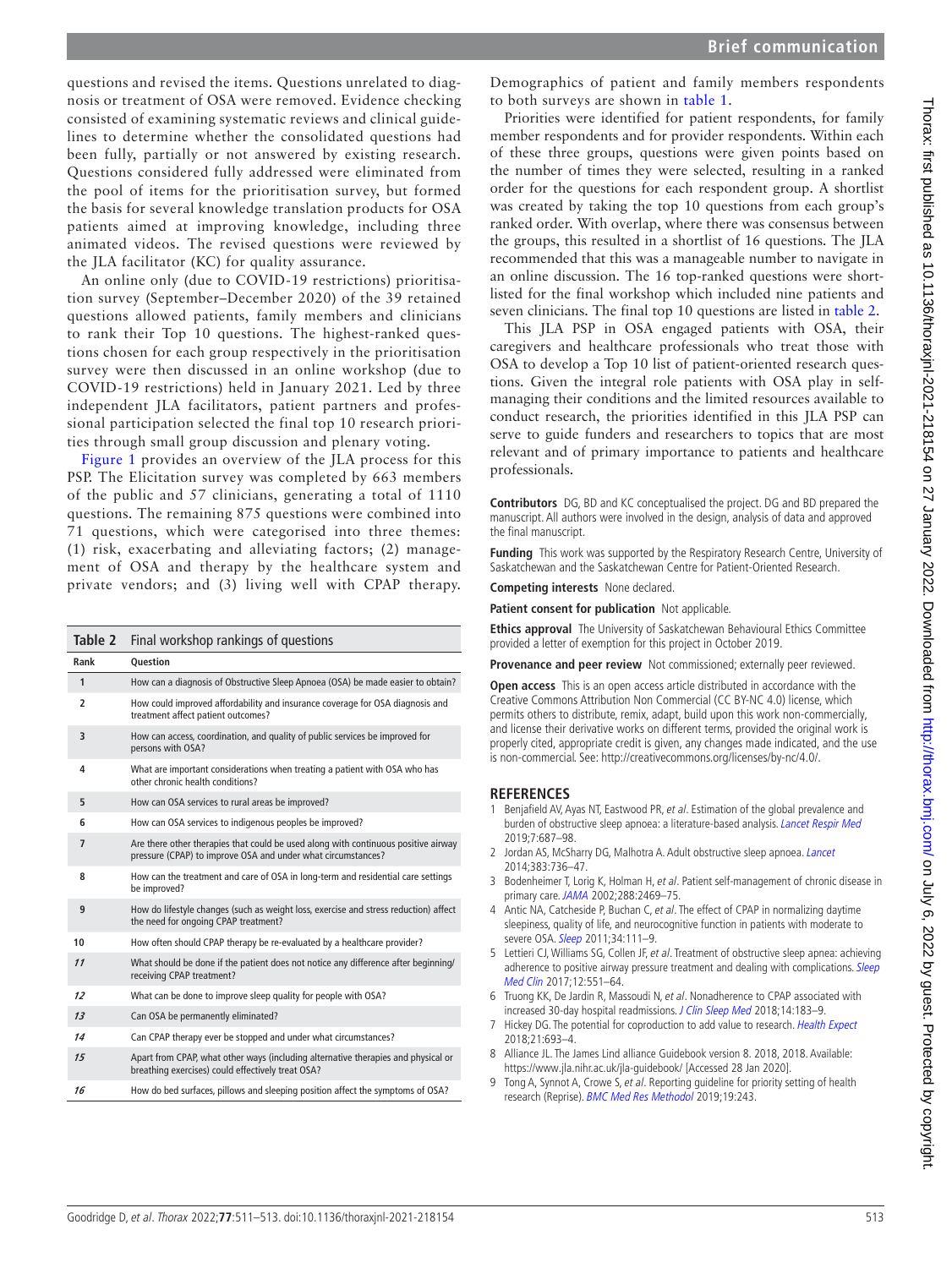questions and revised the items. Questions unrelated to diagnosis or treatment of OSA were removed. Evidence checking consisted of examining systematic reviews and clinical guidelines to determine whether the consolidated questions had been fully, partially or not answered by existing research. Questions considered fully addressed were eliminated from the pool of items for the prioritisation survey, but formed the basis for several knowledge translation products for OSA patients aimed at improving knowledge, including three animated videos. The revised questions were reviewed by the JLA facilitator (KC) for quality assurance.

An online only (due to COVID-19 restrictions) prioritisation survey (September–December 2020) of the 39 retained questions allowed patients, family members and clinicians to rank their Top 10 questions. The highest-ranked questions chosen for each group respectively in the prioritisation survey were then discussed in an online workshop (due to COVID-19 restrictions) held in January 2021. Led by three independent JLA facilitators, patient partners and professional participation selected the final top 10 research priorities through small group discussion and plenary voting.

Figure 1 provides an overview of the JLA process for this PSP. The Elicitation survey was completed by 663 members of the public and 57 clinicians, generating a total of 1110 questions. The remaining 875 questions were combined into 71 questions, which were categorised into three themes: (1) risk, exacerbating and alleviating factors; (2) management of OSA and therapy by the healthcare system and private vendors; and (3) living well with CPAP therapy.

**Table 2** Final workshop rankings of questions

| Rank | Question |
|---|---|
| 1 | How can a diagnosis of Obstructive Sleep Apnoea (OSA) be made easier to obtain? |
| 2 | How could improved affordability and insurance coverage for OSA diagnosis and treatment affect patient outcomes? |
| 3 | How can access, coordination, and quality of public services be improved for persons with OSA? |
| 4 | What are important considerations when treating a patient with OSA who has other chronic health conditions? |
| 5 | How can OSA services to rural areas be improved? |
| 6 | How can OSA services to indigenous peoples be improved? |
| 7 | Are there other therapies that could be used along with continuous positive airway pressure (CPAP) to improve OSA and under what circumstances? |
| 8 | How can the treatment and care of OSA in long-term and residential care settings be improved? |
| 9 | How do lifestyle changes (such as weight loss, exercise and stress reduction) affect the need for ongoing CPAP treatment? |
| 10 | How often should CPAP therapy be re-evaluated by a healthcare provider? |
| *11* | What should be done if the patient does not notice any difference after beginning/receiving CPAP treatment? |
| *12* | What can be done to improve sleep quality for people with OSA? |
| *13* | Can OSA be permanently eliminated? |
| *14* | Can CPAP therapy ever be stopped and under what circumstances? |
| *15* | Apart from CPAP, what other ways (including alternative therapies and physical or breathing exercises) could effectively treat OSA? |
| *16* | How do bed surfaces, pillows and sleeping position affect the symptoms of OSA? |

Demographics of patient and family members respondents to both surveys are shown in table 1.

Priorities were identified for patient respondents, for family member respondents and for provider respondents. Within each of these three groups, questions were given points based on the number of times they were selected, resulting in a ranked order for the questions for each respondent group. A shortlist was created by taking the top 10 questions from each group's ranked order. With overlap, where there was consensus between the groups, this resulted in a shortlist of 16 questions. The JLA recommended that this was a manageable number to navigate in an online discussion. The 16 top-ranked questions were shortlisted for the final workshop which included nine patients and seven clinicians. The final top 10 questions are listed in table 2.

This JLA PSP in OSA engaged patients with OSA, their caregivers and healthcare professionals who treat those with OSA to develop a Top 10 list of patient-oriented research questions. Given the integral role patients with OSA play in self-managing their conditions and the limited resources available to conduct research, the priorities identified in this JLA PSP can serve to guide funders and researchers to topics that are most relevant and of primary importance to patients and healthcare professionals.

**Contributors** DG, BD and KC conceptualised the project. DG and BD prepared the manuscript. All authors were involved in the design, analysis of data and approved the final manuscript.

**Funding** This work was supported by the Respiratory Research Centre, University of Saskatchewan and the Saskatchewan Centre for Patient-Oriented Research.

**Competing interests** None declared.

**Patient consent for publication** Not applicable.

**Ethics approval** The University of Saskatchewan Behavioural Ethics Committee provided a letter of exemption for this project in October 2019.

**Provenance and peer review** Not commissioned; externally peer reviewed.

**Open access** This is an open access article distributed in accordance with the Creative Commons Attribution Non Commercial (CC BY-NC 4.0) license, which permits others to distribute, remix, adapt, build upon this work non-commercially, and license their derivative works on different terms, provided the original work is properly cited, appropriate credit is given, any changes made indicated, and the use is non-commercial. See: http://creativecommons.org/licenses/by-nc/4.0/.

## REFERENCES

1. Benjafield AV, Ayas NT, Eastwood PR, *et al*. Estimation of the global prevalence and burden of obstructive sleep apnoea: a literature-based analysis. *Lancet Respir Med* 2019;7:687–98.
2. Jordan AS, McSharry DG, Malhotra A. Adult obstructive sleep apnoea. *Lancet* 2014;383:736–47.
3. Bodenheimer T, Lorig K, Holman H, *et al*. Patient self-management of chronic disease in primary care. *JAMA* 2002;288:2469–75.
4. Antic NA, Catcheside P, Buchan C, *et al*. The effect of CPAP in normalizing daytime sleepiness, quality of life, and neurocognitive function in patients with moderate to severe OSA. *Sleep* 2011;34:111–9.
5. Lettieri CJ, Williams SG, Collen JF, *et al*. Treatment of obstructive sleep apnea: achieving adherence to positive airway pressure treatment and dealing with complications. *Sleep Med Clin* 2017;12:551–64.
6. Truong KK, De Jardin R, Massoudi N, *et al*. Nonadherence to CPAP associated with increased 30-day hospital readmissions. *J Clin Sleep Med* 2018;14:183–9.
7. Hickey DG. The potential for coproduction to add value to research. *Health Expect* 2018;21:693–4.
8. Alliance JL. The James Lind alliance Guidebook version 8. 2018, 2018. Available: https://www.jla.nihr.ac.uk/jla-guidebook/ [Accessed 28 Jan 2020].
9. Tong A, Synnot A, Crowe S, *et al*. Reporting guideline for priority setting of health research (Reprise). *BMC Med Res Methodol* 2019;19:243.